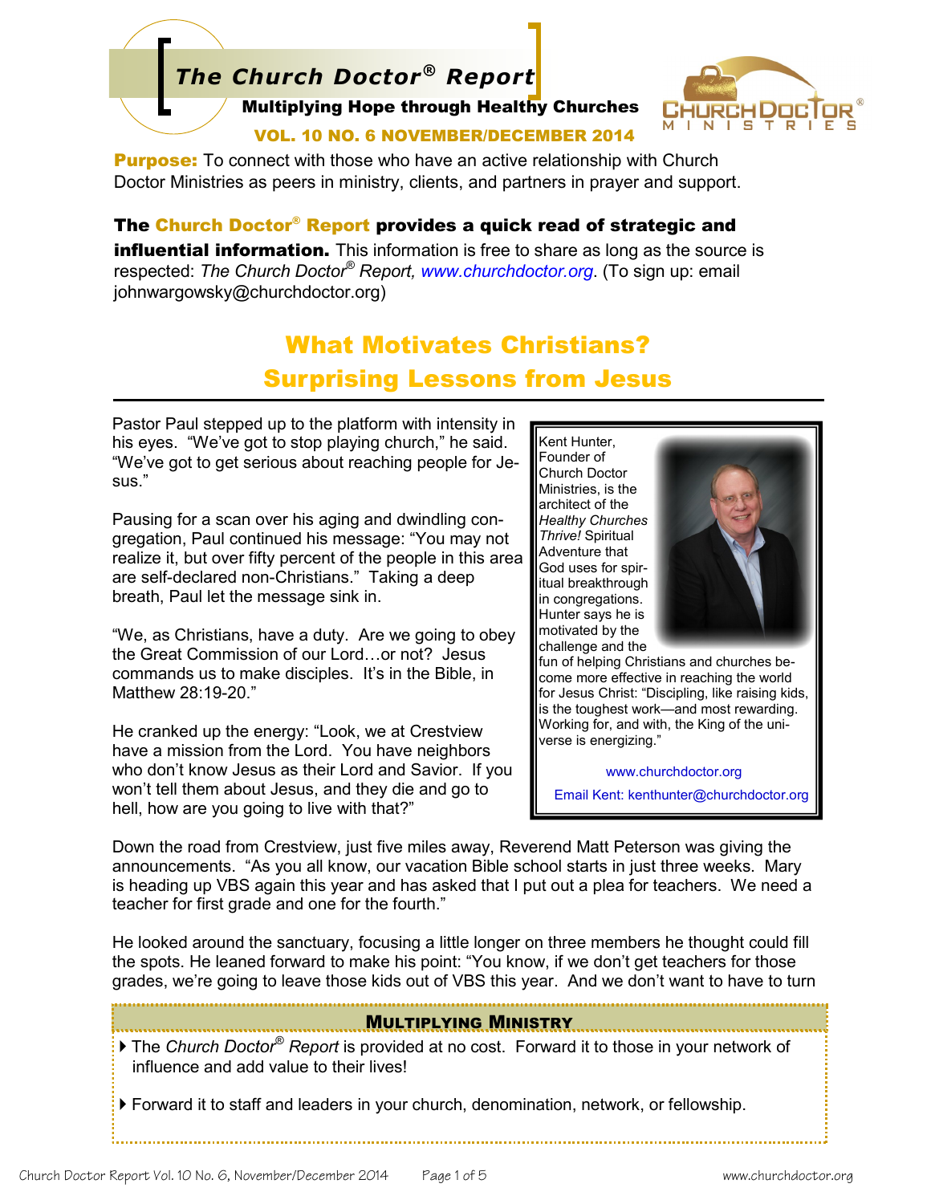# The Church Doctor® Report

**Multiplying Hope through Healthy Churches**

**VOL. 10 NO. 6 NOVEMBER/DECEMBER 2014**

**Purpose:** To connect with those who have an active relationship with Church Doctor Ministries as peers in ministry, clients, and partners in prayer and support.

**The Church Doctor® Report provides a quick read of strategic and influential information.** This information is free to share as long as the source is respected: *The Church Doctor® Report*, www.churchdoctor.org. (To sign up: email johnwargowsky@churchdoctor.org)

## What Motivates Christians? Surprising Lessons from Jesus

Pastor Paul stepped up to the platform with intensity in his eyes. "We've got to stop playing church," he said. "We've got to get serious about reaching people for Jesus."

Pausing for a scan over his aging and dwindling congregation, Paul continued his message: "You may not realize it, but over fifty percent of the people in this area are self-declared non-Christians." Taking a deep breath, Paul let the message sink in.

"We, as Christians, have a duty. Are we going to obey the Great Commission of our Lord…or not? Jesus commands us to make disciples. It's in the Bible, in Matthew 28:19-20."

He cranked up the energy: "Look, we at Crestview have a mission from the Lord. You have neighbors who don't know Jesus as their Lord and Savior. If you won't tell them about Jesus, and they die and go to hell, how are you going to live with that?"

> Kent Hunter, Founder of Church Doctor Ministries, is the architect of the *Healthy Churches Thrive!* Spiritual Adventure that God uses for spiritual breakthrough in congregations. Hunter says he is motivated by the challenge and the fun of helping Christians and churches become more effective in reaching the world for Jesus Christ: "Discipling, like raising kids, is the toughest work—and most rewarding. Working for, and with, the King of the universe is energizing."
>
> www.churchdoctor.org
>
> Email Kent: kenthunter@churchdoctor.org

Down the road from Crestview, just five miles away, Reverend Matt Peterson was giving the announcements. "As you all know, our vacation Bible school starts in just three weeks. Mary is heading up VBS again this year and has asked that I put out a plea for teachers. We need a teacher for first grade and one for the fourth."

He looked around the sanctuary, focusing a little longer on three members he thought could fill the spots. He leaned forward to make his point: "You know, if we don't get teachers for those grades, we're going to leave those kids out of VBS this year. And we don't want to have to turn

### Multiplying Ministry

- The *Church Doctor® Report* is provided at no cost. Forward it to those in your network of influence and add value to their lives!
- Forward it to staff and leaders in your church, denomination, network, or fellowship.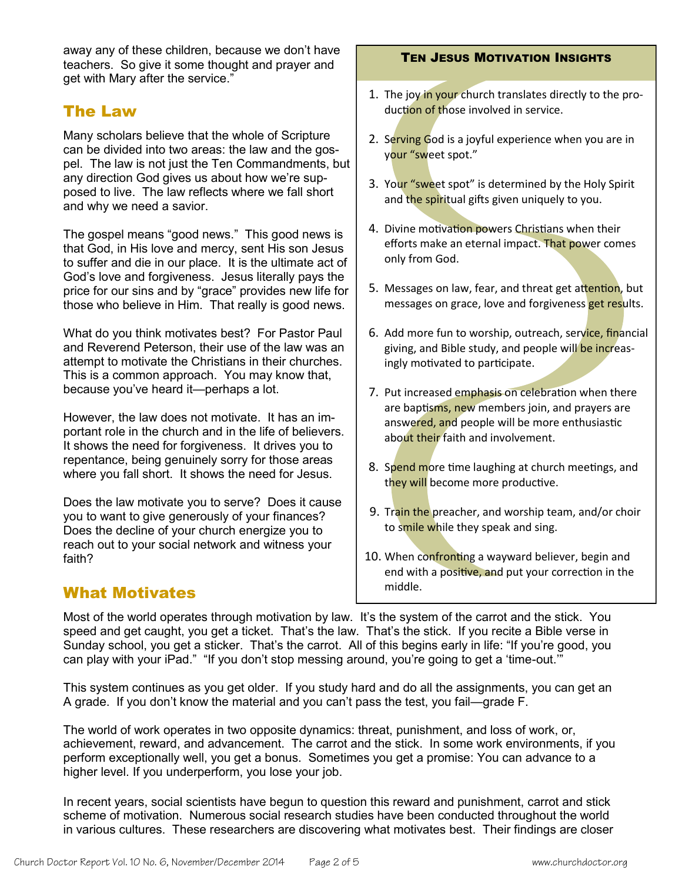away any of these children, because we don't have teachers. So give it some thought and prayer and get with Mary after the service."

## The Law

Many scholars believe that the whole of Scripture can be divided into two areas: the law and the gospel. The law is not just the Ten Commandments, but any direction God gives us about how we're supposed to live. The law reflects where we fall short and why we need a savior.

The gospel means "good news." This good news is that God, in His love and mercy, sent His son Jesus to suffer and die in our place. It is the ultimate act of God's love and forgiveness. Jesus literally pays the price for our sins and by "grace" provides new life for those who believe in Him. That really is good news.

What do you think motivates best? For Pastor Paul and Reverend Peterson, their use of the law was an attempt to motivate the Christians in their churches. This is a common approach. You may know that, because you've heard it—perhaps a lot.

However, the law does not motivate. It has an important role in the church and in the life of believers. It shows the need for forgiveness. It drives you to repentance, being genuinely sorry for those areas where you fall short. It shows the need for Jesus.

Does the law motivate you to serve? Does it cause you to want to give generously of your finances? Does the decline of your church energize you to reach out to your social network and witness your faith?

### Ten Jesus Motivation Insights

1. The joy in your church translates directly to the production of those involved in service.
2. Serving God is a joyful experience when you are in your "sweet spot."
3. Your "sweet spot" is determined by the Holy Spirit and the spiritual gifts given uniquely to you.
4. Divine motivation powers Christians when their efforts make an eternal impact. That power comes only from God.
5. Messages on law, fear, and threat get attention, but messages on grace, love and forgiveness get results.
6. Add more fun to worship, outreach, service, financial giving, and Bible study, and people will be increasingly motivated to participate.
7. Put increased emphasis on celebration when there are baptisms, new members join, and prayers are answered, and people will be more enthusiastic about their faith and involvement.
8. Spend more time laughing at church meetings, and they will become more productive.
9. Train the preacher, and worship team, and/or choir to smile while they speak and sing.
10. When confronting a wayward believer, begin and end with a positive, and put your correction in the middle.

## What Motivates

Most of the world operates through motivation by law. It's the system of the carrot and the stick. You speed and get caught, you get a ticket. That's the law. That's the stick. If you recite a Bible verse in Sunday school, you get a sticker. That's the carrot. All of this begins early in life: "If you're good, you can play with your iPad." "If you don't stop messing around, you're going to get a 'time-out.'"

This system continues as you get older. If you study hard and do all the assignments, you can get an A grade. If you don't know the material and you can't pass the test, you fail—grade F.

The world of work operates in two opposite dynamics: threat, punishment, and loss of work, or, achievement, reward, and advancement. The carrot and the stick. In some work environments, if you perform exceptionally well, you get a bonus. Sometimes you get a promise: You can advance to a higher level. If you underperform, you lose your job.

In recent years, social scientists have begun to question this reward and punishment, carrot and stick scheme of motivation. Numerous social research studies have been conducted throughout the world in various cultures. These researchers are discovering what motivates best. Their findings are closer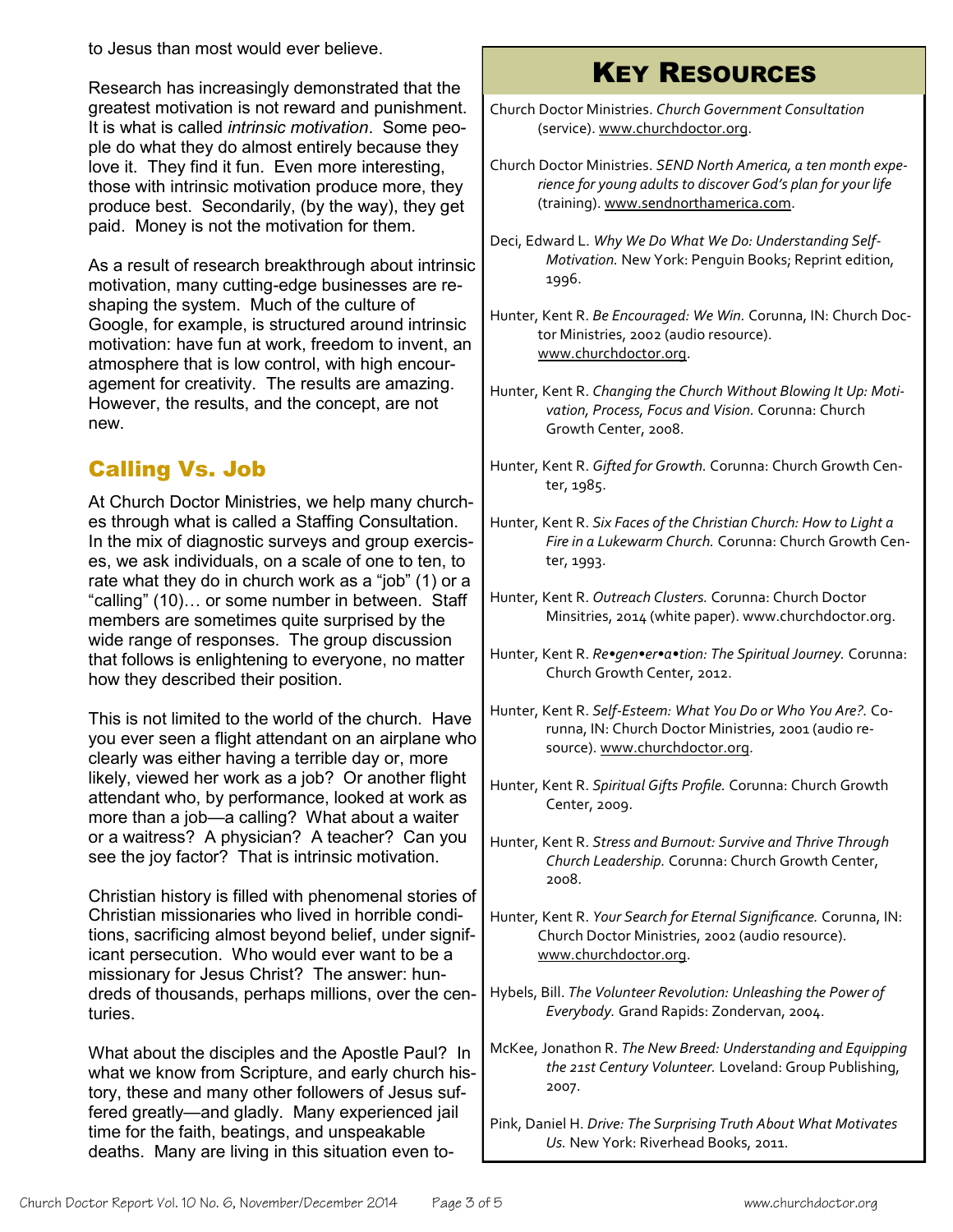to Jesus than most would ever believe.

Research has increasingly demonstrated that the greatest motivation is not reward and punishment. It is what is called *intrinsic motivation*. Some people do what they do almost entirely because they love it. They find it fun. Even more interesting, those with intrinsic motivation produce more, they produce best. Secondarily, (by the way), they get paid. Money is not the motivation for them.

As a result of research breakthrough about intrinsic motivation, many cutting-edge businesses are reshaping the system. Much of the culture of Google, for example, is structured around intrinsic motivation: have fun at work, freedom to invent, an atmosphere that is low control, with high encouragement for creativity. The results are amazing. However, the results, and the concept, are not new.

## Calling Vs. Job

At Church Doctor Ministries, we help many churches through what is called a Staffing Consultation. In the mix of diagnostic surveys and group exercises, we ask individuals, on a scale of one to ten, to rate what they do in church work as a "job" (1) or a "calling" (10)… or some number in between. Staff members are sometimes quite surprised by the wide range of responses. The group discussion that follows is enlightening to everyone, no matter how they described their position.

This is not limited to the world of the church. Have you ever seen a flight attendant on an airplane who clearly was either having a terrible day or, more likely, viewed her work as a job? Or another flight attendant who, by performance, looked at work as more than a job—a calling? What about a waiter or a waitress? A physician? A teacher? Can you see the joy factor? That is intrinsic motivation.

Christian history is filled with phenomenal stories of Christian missionaries who lived in horrible conditions, sacrificing almost beyond belief, under significant persecution. Who would ever want to be a missionary for Jesus Christ? The answer: hundreds of thousands, perhaps millions, over the centuries.

What about the disciples and the Apostle Paul? In what we know from Scripture, and early church history, these and many other followers of Jesus suffered greatly—and gladly. Many experienced jail time for the faith, beatings, and unspeakable deaths. Many are living in this situation even to-

## Key Resources

Church Doctor Ministries. *Church Government Consultation* (service). www.churchdoctor.org.

Church Doctor Ministries. *SEND North America, a ten month experience for young adults to discover God's plan for your life* (training). www.sendnorthamerica.com.

Deci, Edward L. *Why We Do What We Do: Understanding Self-Motivation.* New York: Penguin Books; Reprint edition, 1996.

Hunter, Kent R. *Be Encouraged: We Win.* Corunna, IN: Church Doctor Ministries, 2002 (audio resource). www.churchdoctor.org.

Hunter, Kent R. *Changing the Church Without Blowing It Up: Motivation, Process, Focus and Vision.* Corunna: Church Growth Center, 2008.

Hunter, Kent R. *Gifted for Growth.* Corunna: Church Growth Center, 1985.

Hunter, Kent R. *Six Faces of the Christian Church: How to Light a Fire in a Lukewarm Church.* Corunna: Church Growth Center, 1993.

Hunter, Kent R. *Outreach Clusters.* Corunna: Church Doctor Minsitries, 2014 (white paper). www.churchdoctor.org.

Hunter, Kent R. *Re•gen•er•a•tion: The Spiritual Journey.* Corunna: Church Growth Center, 2012.

Hunter, Kent R. *Self-Esteem: What You Do or Who You Are?.* Corunna, IN: Church Doctor Ministries, 2001 (audio resource). www.churchdoctor.org.

Hunter, Kent R. *Spiritual Gifts Profile.* Corunna: Church Growth Center, 2009.

Hunter, Kent R. *Stress and Burnout: Survive and Thrive Through Church Leadership.* Corunna: Church Growth Center, 2008.

Hunter, Kent R. *Your Search for Eternal Significance.* Corunna, IN: Church Doctor Ministries, 2002 (audio resource). www.churchdoctor.org.

Hybels, Bill. *The Volunteer Revolution: Unleashing the Power of Everybody.* Grand Rapids: Zondervan, 2004.

McKee, Jonathon R. *The New Breed: Understanding and Equipping the 21st Century Volunteer.* Loveland: Group Publishing, 2007.

Pink, Daniel H. *Drive: The Surprising Truth About What Motivates Us.* New York: Riverhead Books, 2011.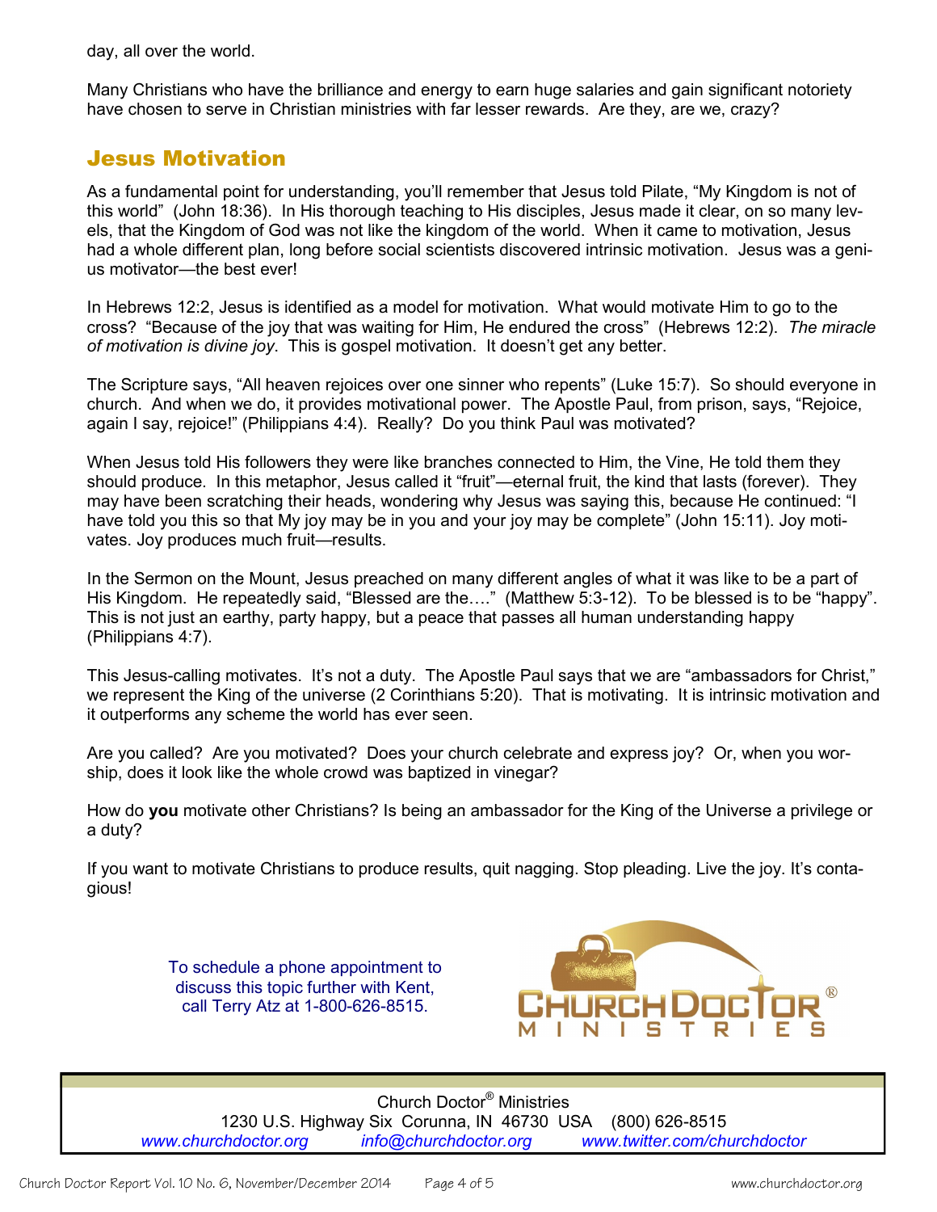day, all over the world.

Many Christians who have the brilliance and energy to earn huge salaries and gain significant notoriety have chosen to serve in Christian ministries with far lesser rewards. Are they, are we, crazy?

## Jesus Motivation

As a fundamental point for understanding, you'll remember that Jesus told Pilate, "My Kingdom is not of this world" (John 18:36). In His thorough teaching to His disciples, Jesus made it clear, on so many levels, that the Kingdom of God was not like the kingdom of the world. When it came to motivation, Jesus had a whole different plan, long before social scientists discovered intrinsic motivation. Jesus was a genius motivator—the best ever!

In Hebrews 12:2, Jesus is identified as a model for motivation. What would motivate Him to go to the cross? "Because of the joy that was waiting for Him, He endured the cross" (Hebrews 12:2). *The miracle of motivation is divine joy*. This is gospel motivation. It doesn't get any better.

The Scripture says, "All heaven rejoices over one sinner who repents" (Luke 15:7). So should everyone in church. And when we do, it provides motivational power. The Apostle Paul, from prison, says, "Rejoice, again I say, rejoice!" (Philippians 4:4). Really? Do you think Paul was motivated?

When Jesus told His followers they were like branches connected to Him, the Vine, He told them they should produce. In this metaphor, Jesus called it "fruit"—eternal fruit, the kind that lasts (forever). They may have been scratching their heads, wondering why Jesus was saying this, because He continued: "I have told you this so that My joy may be in you and your joy may be complete" (John 15:11). Joy motivates. Joy produces much fruit—results.

In the Sermon on the Mount, Jesus preached on many different angles of what it was like to be a part of His Kingdom. He repeatedly said, "Blessed are the…." (Matthew 5:3-12). To be blessed is to be "happy". This is not just an earthy, party happy, but a peace that passes all human understanding happy (Philippians 4:7).

This Jesus-calling motivates. It's not a duty. The Apostle Paul says that we are "ambassadors for Christ," we represent the King of the universe (2 Corinthians 5:20). That is motivating. It is intrinsic motivation and it outperforms any scheme the world has ever seen.

Are you called? Are you motivated? Does your church celebrate and express joy? Or, when you worship, does it look like the whole crowd was baptized in vinegar?

How do **you** motivate other Christians? Is being an ambassador for the King of the Universe a privilege or a duty?

If you want to motivate Christians to produce results, quit nagging. Stop pleading. Live the joy. It's contagious!

To schedule a phone appointment to discuss this topic further with Kent, call Terry Atz at 1-800-626-8515.

CHURCH DOCTOR® MINISTRIES

Church Doctor® Ministries
1230 U.S. Highway Six Corunna, IN 46730 USA (800) 626-8515
*www.churchdoctor.org* *info@churchdoctor.org* *www.twitter.com/churchdoctor*